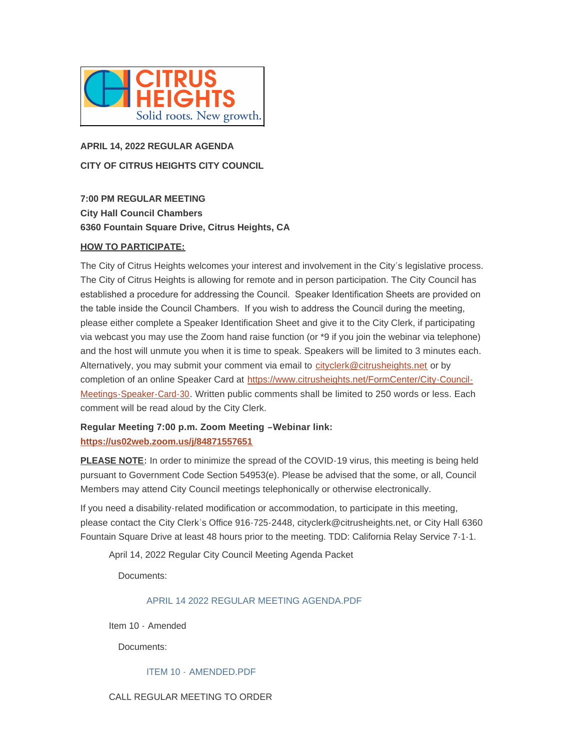CITRUS HEIGHTS
Solid roots. New growth.

**APRIL 14, 2022 REGULAR AGENDA**

**CITY OF CITRUS HEIGHTS CITY COUNCIL**

**7:00 PM REGULAR MEETING**
**City Hall Council Chambers**
**6360 Fountain Square Drive, Citrus Heights, CA**

**HOW TO PARTICIPATE:**

The City of Citrus Heights welcomes your interest and involvement in the City's legislative process. The City of Citrus Heights is allowing for remote and in person participation. The City Council has established a procedure for addressing the Council. Speaker Identification Sheets are provided on the table inside the Council Chambers. If you wish to address the Council during the meeting, please either complete a Speaker Identification Sheet and give it to the City Clerk, if participating via webcast you may use the Zoom hand raise function (or *9 if you join the webinar via telephone) and the host will unmute you when it is time to speak. Speakers will be limited to 3 minutes each. Alternatively, you may submit your comment via email to cityclerk@citrusheights.net or by completion of an online Speaker Card at https://www.citrusheights.net/FormCenter/City-Council-Meetings-Speaker-Card-30. Written public comments shall be limited to 250 words or less. Each comment will be read aloud by the City Clerk.

**Regular Meeting 7:00 p.m. Zoom Meeting –Webinar link:**
**https://us02web.zoom.us/j/84871557651**

**PLEASE NOTE**: In order to minimize the spread of the COVID-19 virus, this meeting is being held pursuant to Government Code Section 54953(e). Please be advised that the some, or all, Council Members may attend City Council meetings telephonically or otherwise electronically.

If you need a disability-related modification or accommodation, to participate in this meeting, please contact the City Clerk's Office 916-725-2448, cityclerk@citrusheights.net, or City Hall 6360 Fountain Square Drive at least 48 hours prior to the meeting. TDD: California Relay Service 7-1-1.

April 14, 2022 Regular City Council Meeting Agenda Packet

Documents:

APRIL 14 2022 REGULAR MEETING AGENDA.PDF

Item 10 - Amended

Documents:

ITEM 10 - AMENDED.PDF

CALL REGULAR MEETING TO ORDER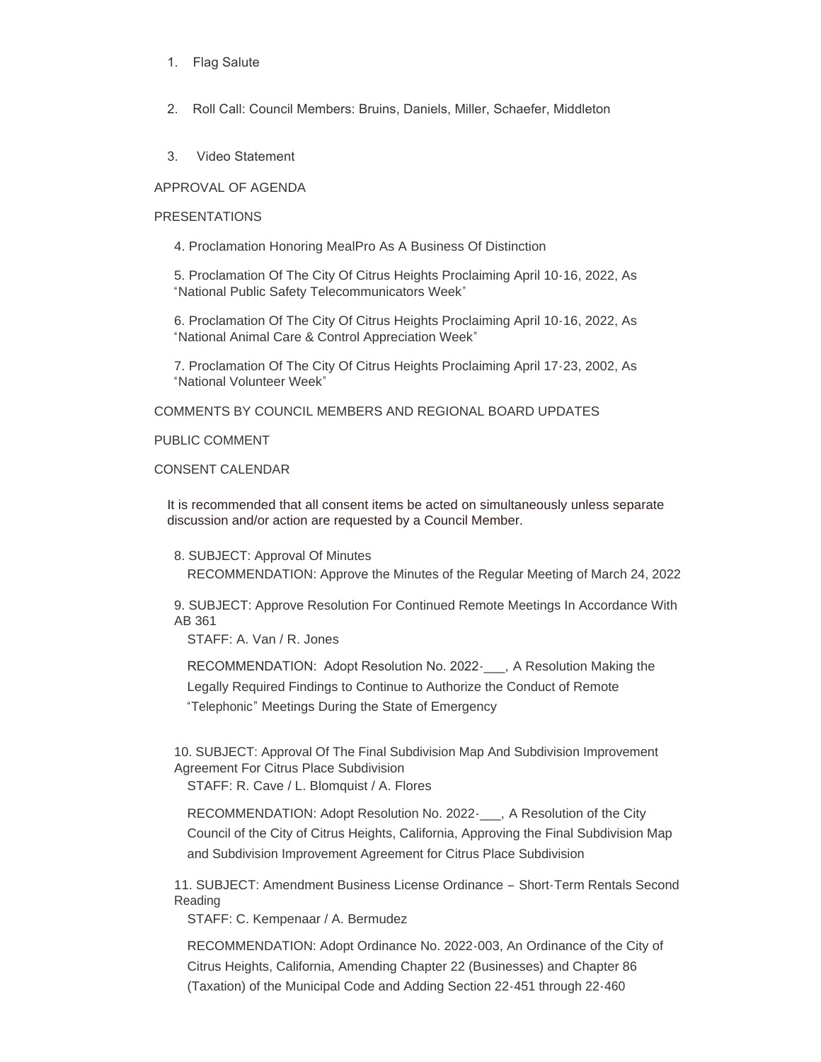1. Flag Salute

2. Roll Call: Council Members: Bruins, Daniels, Miller, Schaefer, Middleton

3. Video Statement

APPROVAL OF AGENDA

PRESENTATIONS

4. Proclamation Honoring MealPro As A Business Of Distinction

5. Proclamation Of The City Of Citrus Heights Proclaiming April 10-16, 2022, As "National Public Safety Telecommunicators Week"

6. Proclamation Of The City Of Citrus Heights Proclaiming April 10-16, 2022, As "National Animal Care & Control Appreciation Week"

7. Proclamation Of The City Of Citrus Heights Proclaiming April 17-23, 2002, As "National Volunteer Week"

COMMENTS BY COUNCIL MEMBERS AND REGIONAL BOARD UPDATES

PUBLIC COMMENT

CONSENT CALENDAR

It is recommended that all consent items be acted on simultaneously unless separate discussion and/or action are requested by a Council Member.

8. SUBJECT: Approval Of Minutes
   RECOMMENDATION: Approve the Minutes of the Regular Meeting of March 24, 2022

9. SUBJECT: Approve Resolution For Continued Remote Meetings In Accordance With AB 361
   STAFF: A. Van / R. Jones

   RECOMMENDATION: Adopt Resolution No. 2022-___, A Resolution Making the Legally Required Findings to Continue to Authorize the Conduct of Remote "Telephonic" Meetings During the State of Emergency

10. SUBJECT: Approval Of The Final Subdivision Map And Subdivision Improvement Agreement For Citrus Place Subdivision
    STAFF: R. Cave / L. Blomquist / A. Flores

    RECOMMENDATION: Adopt Resolution No. 2022-___, A Resolution of the City Council of the City of Citrus Heights, California, Approving the Final Subdivision Map and Subdivision Improvement Agreement for Citrus Place Subdivision

11. SUBJECT: Amendment Business License Ordinance – Short-Term Rentals Second Reading
    STAFF: C. Kempenaar / A. Bermudez

    RECOMMENDATION: Adopt Ordinance No. 2022-003, An Ordinance of the City of Citrus Heights, California, Amending Chapter 22 (Businesses) and Chapter 86 (Taxation) of the Municipal Code and Adding Section 22-451 through 22-460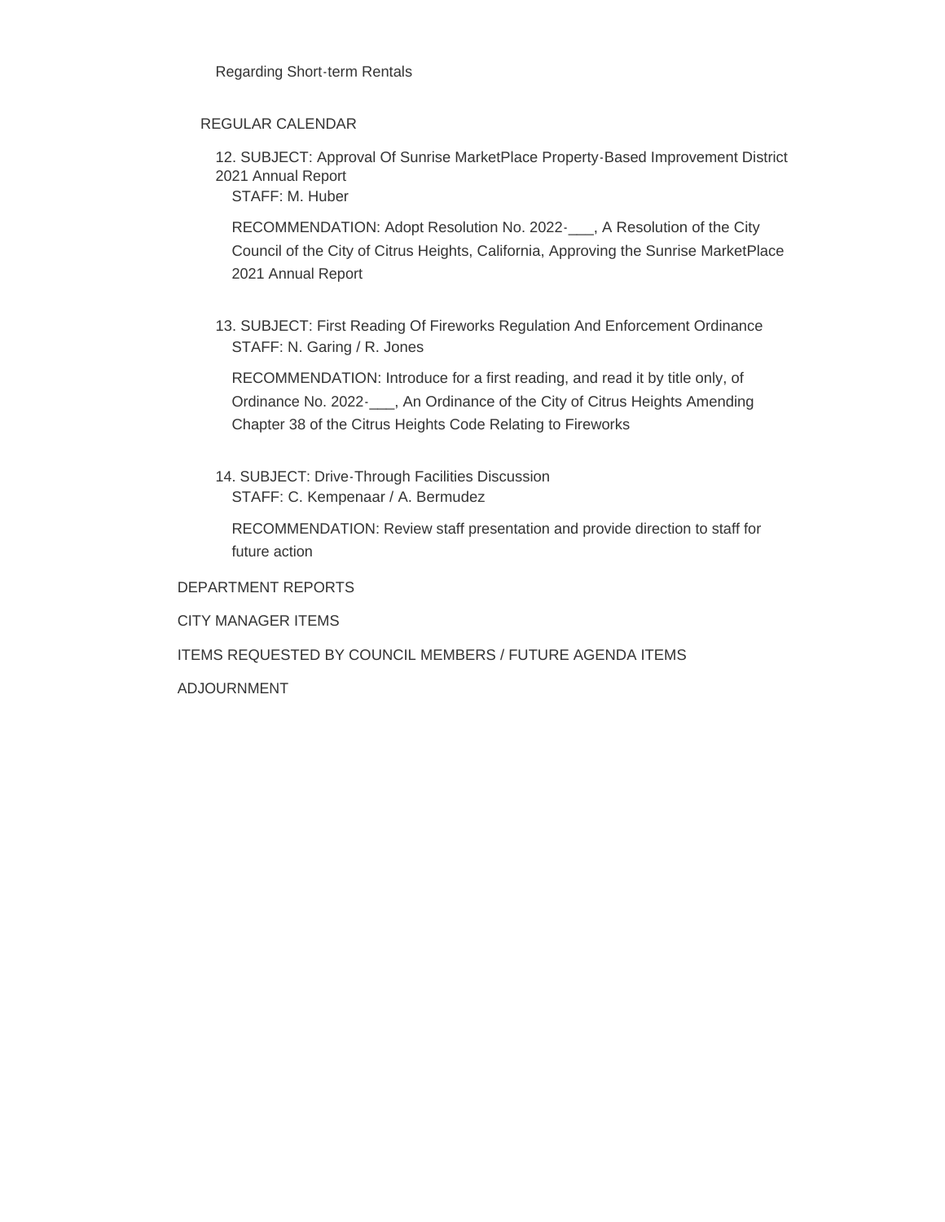Regarding Short-term Rentals

REGULAR CALENDAR

12. SUBJECT: Approval Of Sunrise MarketPlace Property-Based Improvement District 2021 Annual Report
    STAFF: M. Huber

    RECOMMENDATION: Adopt Resolution No. 2022-___, A Resolution of the City Council of the City of Citrus Heights, California, Approving the Sunrise MarketPlace 2021 Annual Report

13. SUBJECT: First Reading Of Fireworks Regulation And Enforcement Ordinance
    STAFF: N. Garing / R. Jones

    RECOMMENDATION: Introduce for a first reading, and read it by title only, of Ordinance No. 2022-___, An Ordinance of the City of Citrus Heights Amending Chapter 38 of the Citrus Heights Code Relating to Fireworks

14. SUBJECT: Drive-Through Facilities Discussion
    STAFF: C. Kempenaar / A. Bermudez

    RECOMMENDATION: Review staff presentation and provide direction to staff for future action

DEPARTMENT REPORTS

CITY MANAGER ITEMS

ITEMS REQUESTED BY COUNCIL MEMBERS / FUTURE AGENDA ITEMS

ADJOURNMENT